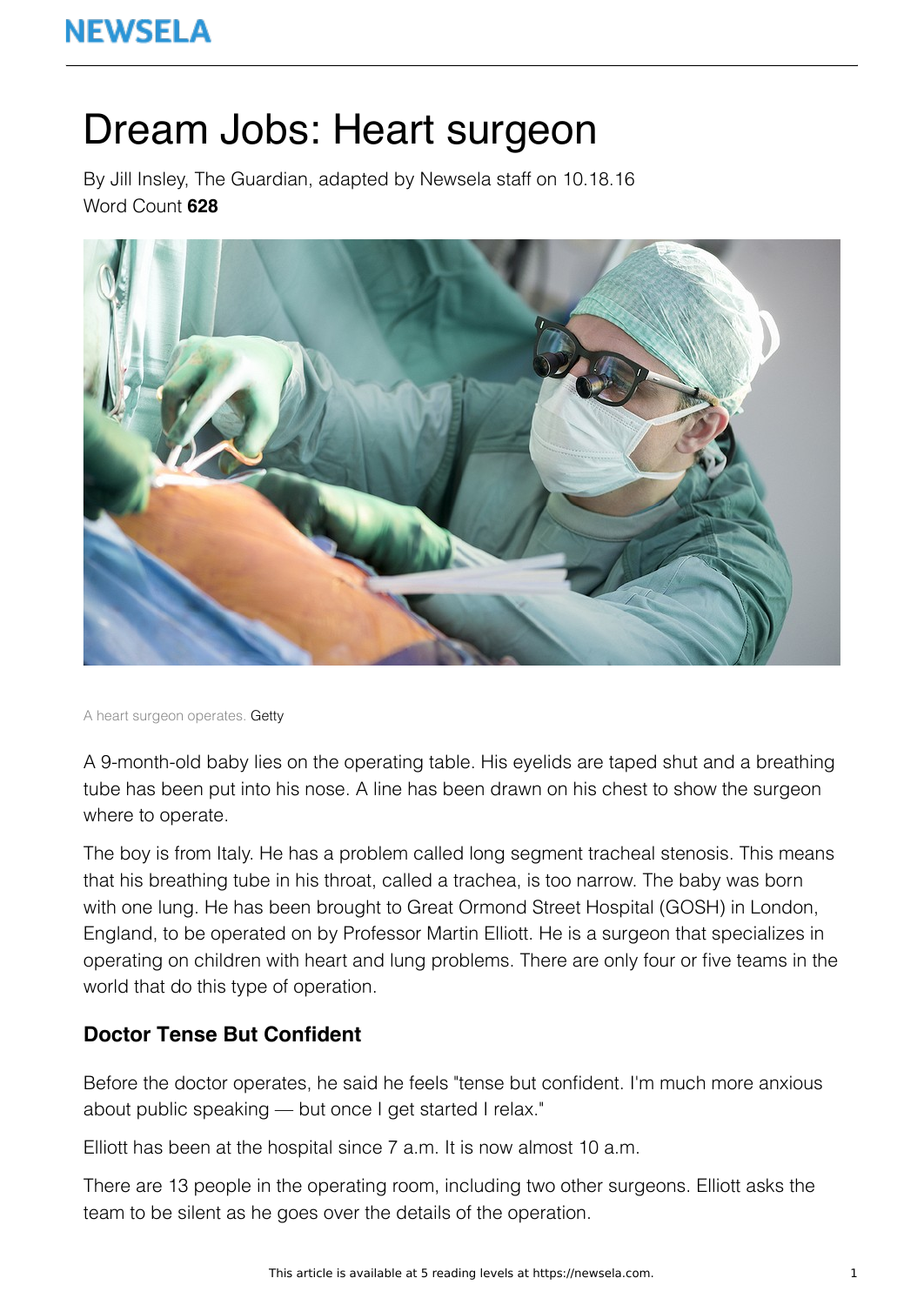# Dream Jobs: Heart surgeon

By Jill Insley, The Guardian, adapted by Newsela staff on 10.18.16

Word Count **628**

A heart surgeon operates. Getty

A 9-month-old baby lies on the operating table. His eyelids are taped shut and a breathing tube has been put into his nose. A line has been drawn on his chest to show the surgeon where to operate.

The boy is from Italy. He has a problem called long segment tracheal stenosis. This means that his breathing tube in his throat, called a trachea, is too narrow. The baby was born with one lung. He has been brought to Great Ormond Street Hospital (GOSH) in London, England, to be operated on by Professor Martin Elliott. He is a surgeon that specializes in operating on children with heart and lung problems. There are only four or five teams in the world that do this type of operation.

### Doctor Tense But Confident

Before the doctor operates, he said he feels "tense but confident. I'm much more anxious about public speaking — but once I get started I relax."

Elliott has been at the hospital since 7 a.m. It is now almost 10 a.m.

There are 13 people in the operating room, including two other surgeons. Elliott asks the team to be silent as he goes over the details of the operation.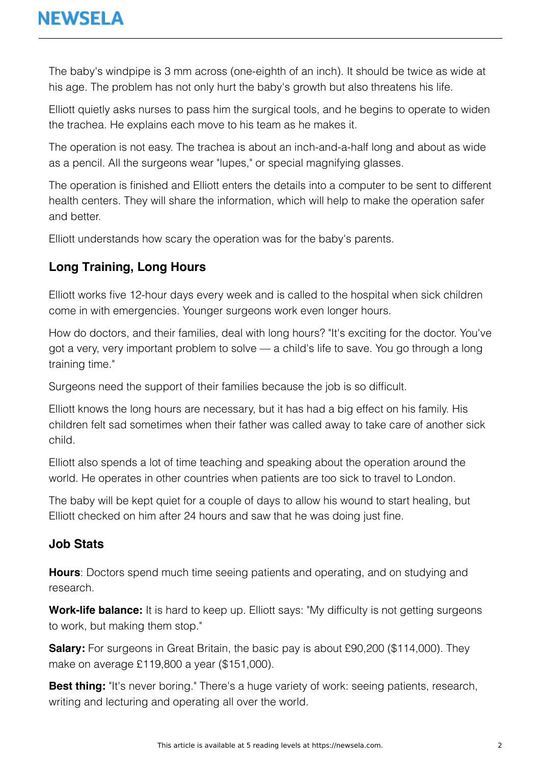The baby's windpipe is 3 mm across (one-eighth of an inch). It should be twice as wide at his age. The problem has not only hurt the baby's growth but also threatens his life.

Elliott quietly asks nurses to pass him the surgical tools, and he begins to operate to widen the trachea. He explains each move to his team as he makes it.

The operation is not easy. The trachea is about an inch-and-a-half long and about as wide as a pencil. All the surgeons wear "lupes," or special magnifying glasses.

The operation is finished and Elliott enters the details into a computer to be sent to different health centers. They will share the information, which will help to make the operation safer and better.

Elliott understands how scary the operation was for the baby's parents.

## Long Training, Long Hours

Elliott works five 12-hour days every week and is called to the hospital when sick children come in with emergencies. Younger surgeons work even longer hours.

How do doctors, and their families, deal with long hours? "It's exciting for the doctor. You've got a very, very important problem to solve — a child's life to save. You go through a long training time."

Surgeons need the support of their families because the job is so difficult.

Elliott knows the long hours are necessary, but it has had a big effect on his family. His children felt sad sometimes when their father was called away to take care of another sick child.

Elliott also spends a lot of time teaching and speaking about the operation around the world. He operates in other countries when patients are too sick to travel to London.

The baby will be kept quiet for a couple of days to allow his wound to start healing, but Elliott checked on him after 24 hours and saw that he was doing just fine.

## Job Stats

**Hours**: Doctors spend much time seeing patients and operating, and on studying and research.

**Work-life balance:** It is hard to keep up. Elliott says: "My difficulty is not getting surgeons to work, but making them stop."

**Salary:** For surgeons in Great Britain, the basic pay is about £90,200 ($114,000). They make on average £119,800 a year ($151,000).

**Best thing:** "It's never boring." There's a huge variety of work: seeing patients, research, writing and lecturing and operating all over the world.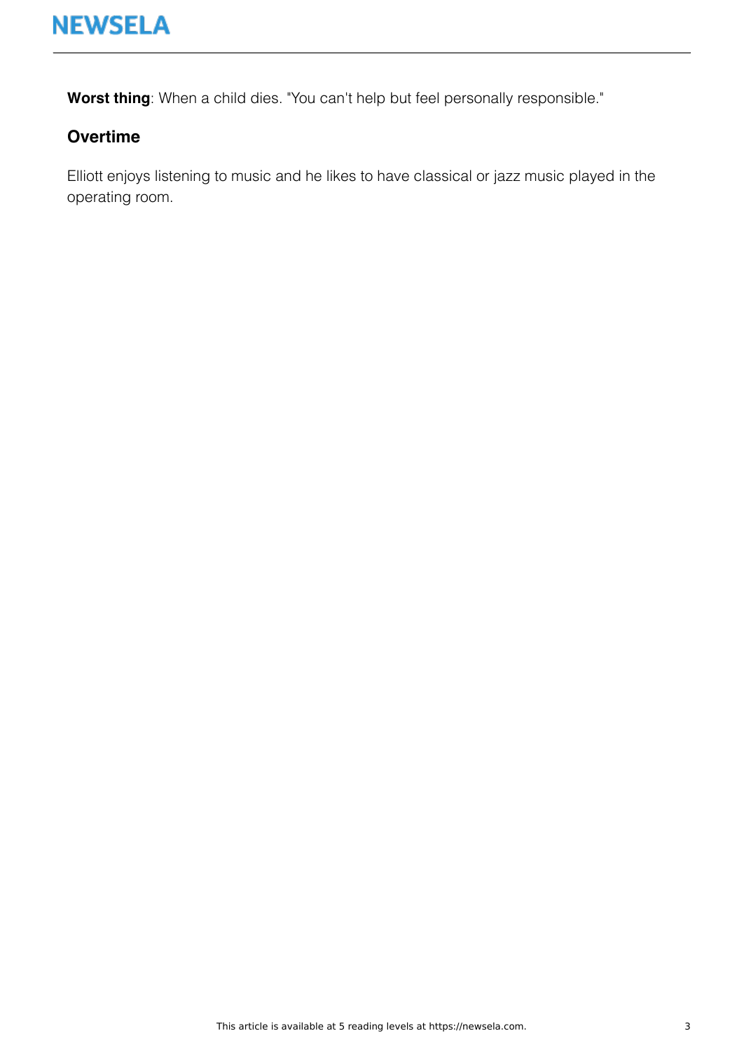**Worst thing**: When a child dies. "You can't help but feel personally responsible."

## Overtime

Elliott enjoys listening to music and he likes to have classical or jazz music played in the operating room.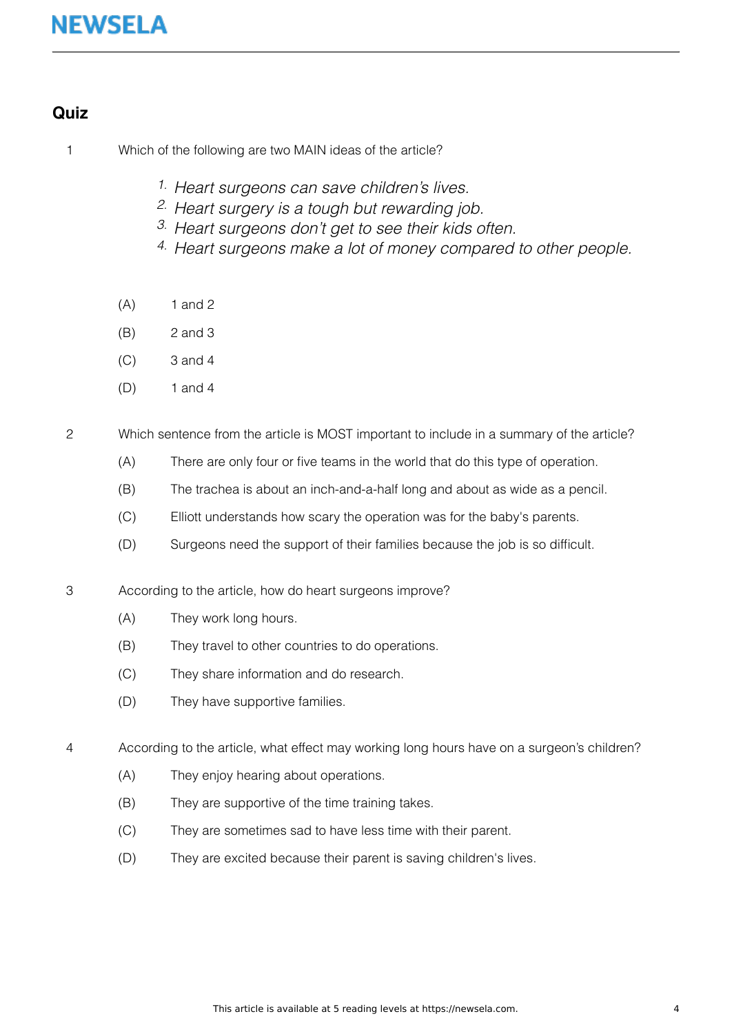## Quiz

1. Which of the following are two MAIN ideas of the article?

   1. *Heart surgeons can save children's lives.*
   2. *Heart surgery is a tough but rewarding job.*
   3. *Heart surgeons don't get to see their kids often.*
   4. *Heart surgeons make a lot of money compared to other people.*

   (A) 1 and 2

   (B) 2 and 3

   (C) 3 and 4

   (D) 1 and 4

2. Which sentence from the article is MOST important to include in a summary of the article?

   (A) There are only four or five teams in the world that do this type of operation.

   (B) The trachea is about an inch-and-a-half long and about as wide as a pencil.

   (C) Elliott understands how scary the operation was for the baby's parents.

   (D) Surgeons need the support of their families because the job is so difficult.

3. According to the article, how do heart surgeons improve?

   (A) They work long hours.

   (B) They travel to other countries to do operations.

   (C) They share information and do research.

   (D) They have supportive families.

4. According to the article, what effect may working long hours have on a surgeon's children?

   (A) They enjoy hearing about operations.

   (B) They are supportive of the time training takes.

   (C) They are sometimes sad to have less time with their parent.

   (D) They are excited because their parent is saving children's lives.